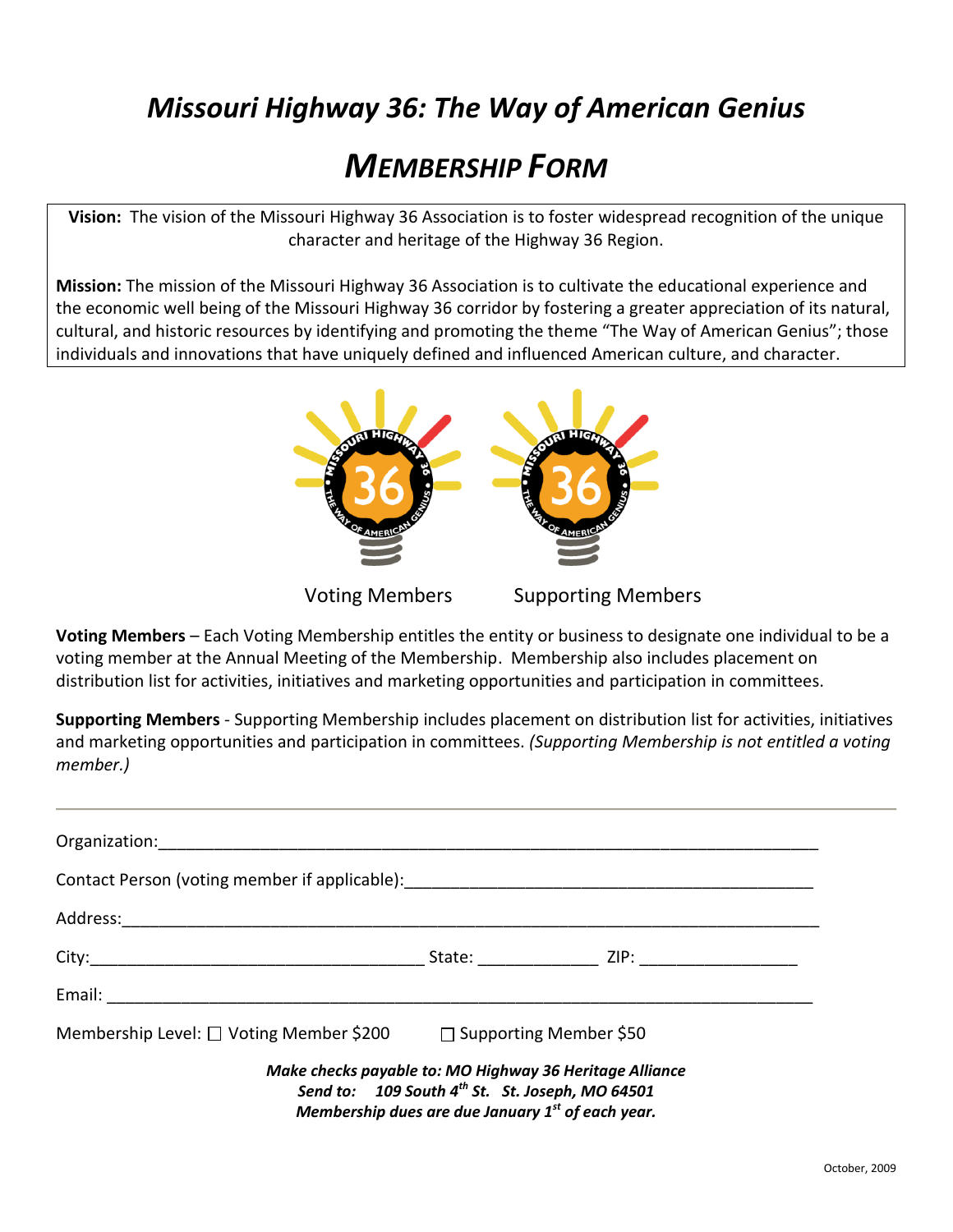# *Missouri Highway 36: The Way of American Genius*

## *MEMBERSHIP FORM*

**Vision:** The vision of the Missouri Highway 36 Association is to foster widespread recognition of the unique character and heritage of the Highway 36 Region.

**Mission:** The mission of the Missouri Highway 36 Association is to cultivate the educational experience and the economic well being of the Missouri Highway 36 corridor by fostering a greater appreciation of its natural, cultural, and historic resources by identifying and promoting the theme "The Way of American Genius"; those individuals and innovations that have uniquely defined and influenced American culture, and character.

Voting Members          Supporting Members

**Voting Members** – Each Voting Membership entitles the entity or business to designate one individual to be a voting member at the Annual Meeting of the Membership. Membership also includes placement on distribution list for activities, initiatives and marketing opportunities and participation in committees.

**Supporting Members** - Supporting Membership includes placement on distribution list for activities, initiatives and marketing opportunities and participation in committees. *(Supporting Membership is not entitled a voting member.)*

---

Organization:\_\_\_\_\_\_\_\_\_\_\_\_\_\_\_\_\_\_\_\_\_\_\_\_\_\_\_\_\_\_\_\_\_\_\_\_\_\_\_\_\_\_\_\_\_\_\_\_\_\_\_\_\_\_\_\_\_\_\_\_

Contact Person (voting member if applicable):\_\_\_\_\_\_\_\_\_\_\_\_\_\_\_\_\_\_\_\_\_\_\_\_\_\_\_\_\_\_\_\_\_\_\_\_

Address:\_\_\_\_\_\_\_\_\_\_\_\_\_\_\_\_\_\_\_\_\_\_\_\_\_\_\_\_\_\_\_\_\_\_\_\_\_\_\_\_\_\_\_\_\_\_\_\_\_\_\_\_\_\_\_\_\_\_\_\_\_\_\_\_

City:\_\_\_\_\_\_\_\_\_\_\_\_\_\_\_\_\_\_\_\_\_\_\_\_\_\_\_\_\_\_ State: \_\_\_\_\_\_\_\_\_\_ ZIP: \_\_\_\_\_\_\_\_\_\_\_\_\_\_

Email: \_\_\_\_\_\_\_\_\_\_\_\_\_\_\_\_\_\_\_\_\_\_\_\_\_\_\_\_\_\_\_\_\_\_\_\_\_\_\_\_\_\_\_\_\_\_\_\_\_\_\_\_\_\_\_\_\_\_\_\_\_\_\_\_\_

Membership Level: ☐ Voting Member $200     ☐ Supporting Member $50

***Make checks payable to: MO Highway 36 Heritage Alliance***
***Send to: 109 South 4th St. St. Joseph, MO 64501***
***Membership dues are due January 1st of each year.***

October, 2009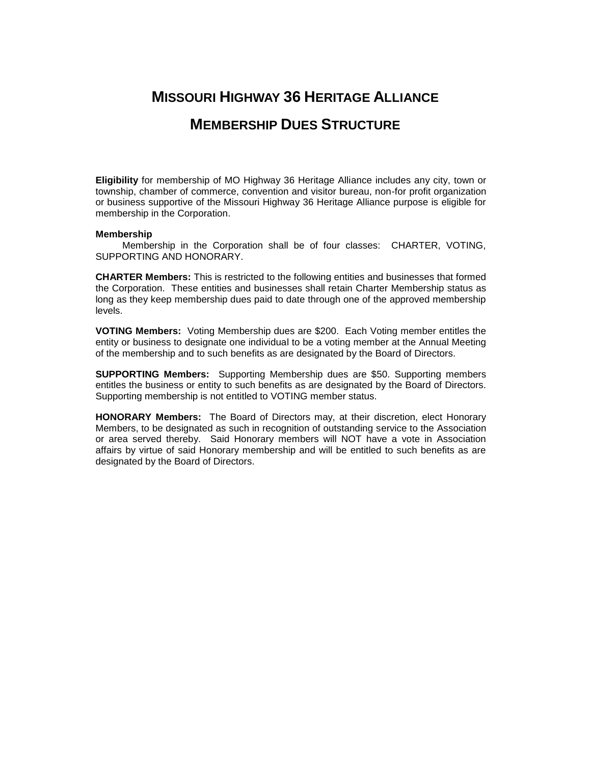# MISSOURI HIGHWAY 36 HERITAGE ALLIANCE

## MEMBERSHIP DUES STRUCTURE

**Eligibility** for membership of MO Highway 36 Heritage Alliance includes any city, town or township, chamber of commerce, convention and visitor bureau, non-for profit organization or business supportive of the Missouri Highway 36 Heritage Alliance purpose is eligible for membership in the Corporation.

**Membership**

Membership in the Corporation shall be of four classes: CHARTER, VOTING, SUPPORTING AND HONORARY.

**CHARTER Members:** This is restricted to the following entities and businesses that formed the Corporation. These entities and businesses shall retain Charter Membership status as long as they keep membership dues paid to date through one of the approved membership levels.

**VOTING Members:** Voting Membership dues are $200. Each Voting member entitles the entity or business to designate one individual to be a voting member at the Annual Meeting of the membership and to such benefits as are designated by the Board of Directors.

**SUPPORTING Members:** Supporting Membership dues are $50. Supporting members entitles the business or entity to such benefits as are designated by the Board of Directors. Supporting membership is not entitled to VOTING member status.

**HONORARY Members:** The Board of Directors may, at their discretion, elect Honorary Members, to be designated as such in recognition of outstanding service to the Association or area served thereby. Said Honorary members will NOT have a vote in Association affairs by virtue of said Honorary membership and will be entitled to such benefits as are designated by the Board of Directors.